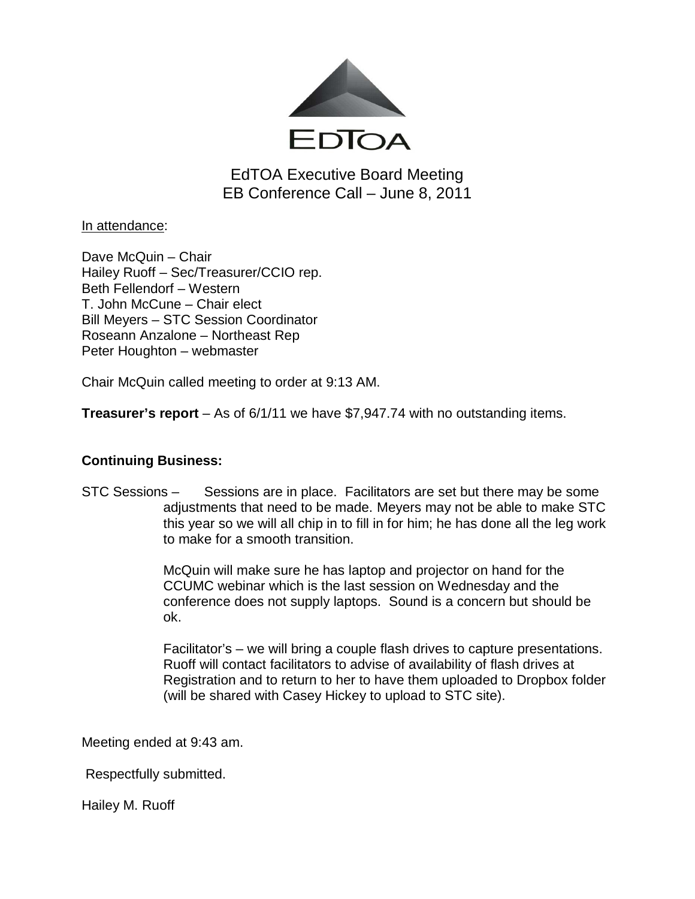EDTOA

# EdTOA Executive Board Meeting
## EB Conference Call – June 8, 2011

In attendance:

Dave McQuin – Chair
Hailey Ruoff – Sec/Treasurer/CCIO rep.
Beth Fellendorf – Western
T. John McCune – Chair elect
Bill Meyers – STC Session Coordinator
Roseann Anzalone – Northeast Rep
Peter Houghton – webmaster

Chair McQuin called meeting to order at 9:13 AM.

**Treasurer's report** – As of 6/1/11 we have $7,947.74 with no outstanding items.

**Continuing Business:**

STC Sessions – Sessions are in place. Facilitators are set but there may be some adjustments that need to be made. Meyers may not be able to make STC this year so we will all chip in to fill in for him; he has done all the leg work to make for a smooth transition.

McQuin will make sure he has laptop and projector on hand for the CCUMC webinar which is the last session on Wednesday and the conference does not supply laptops. Sound is a concern but should be ok.

Facilitator's – we will bring a couple flash drives to capture presentations. Ruoff will contact facilitators to advise of availability of flash drives at Registration and to return to her to have them uploaded to Dropbox folder (will be shared with Casey Hickey to upload to STC site).

Meeting ended at 9:43 am.

Respectfully submitted.

Hailey M. Ruoff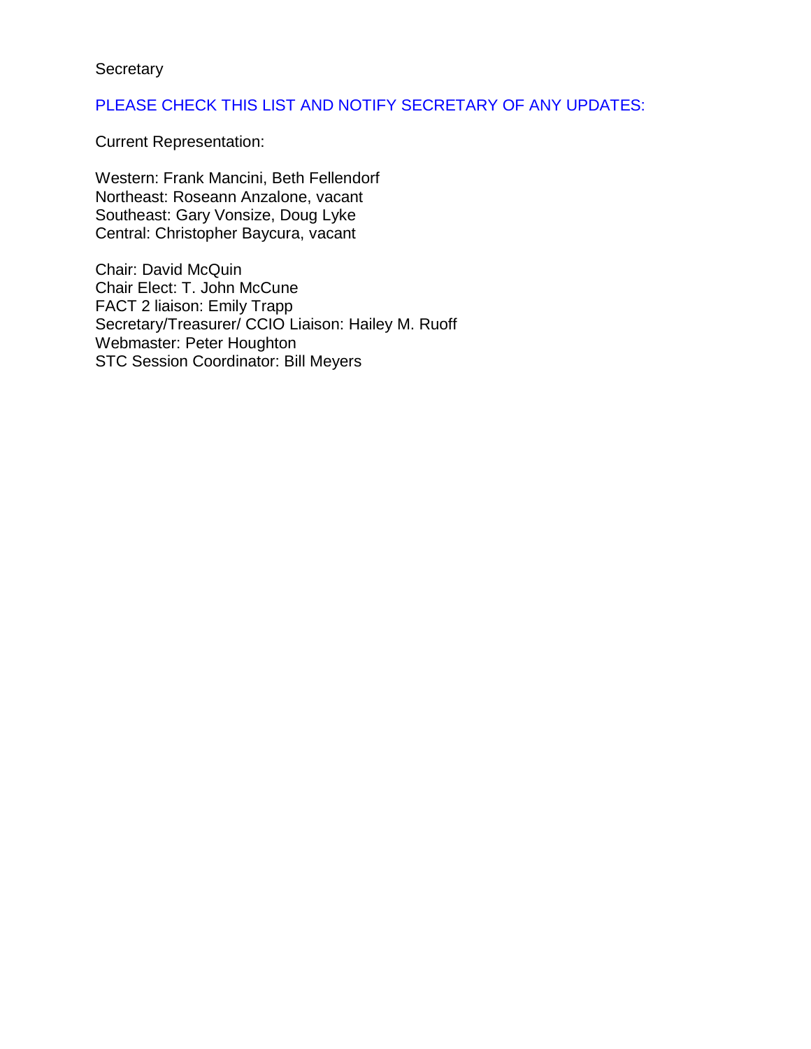Secretary

PLEASE CHECK THIS LIST AND NOTIFY SECRETARY OF ANY UPDATES:

Current Representation:

Western: Frank Mancini, Beth Fellendorf
Northeast: Roseann Anzalone, vacant
Southeast: Gary Vonsize, Doug Lyke
Central: Christopher Baycura, vacant

Chair: David McQuin
Chair Elect: T. John McCune
FACT 2 liaison: Emily Trapp
Secretary/Treasurer/ CCIO Liaison: Hailey M. Ruoff
Webmaster: Peter Houghton
STC Session Coordinator: Bill Meyers